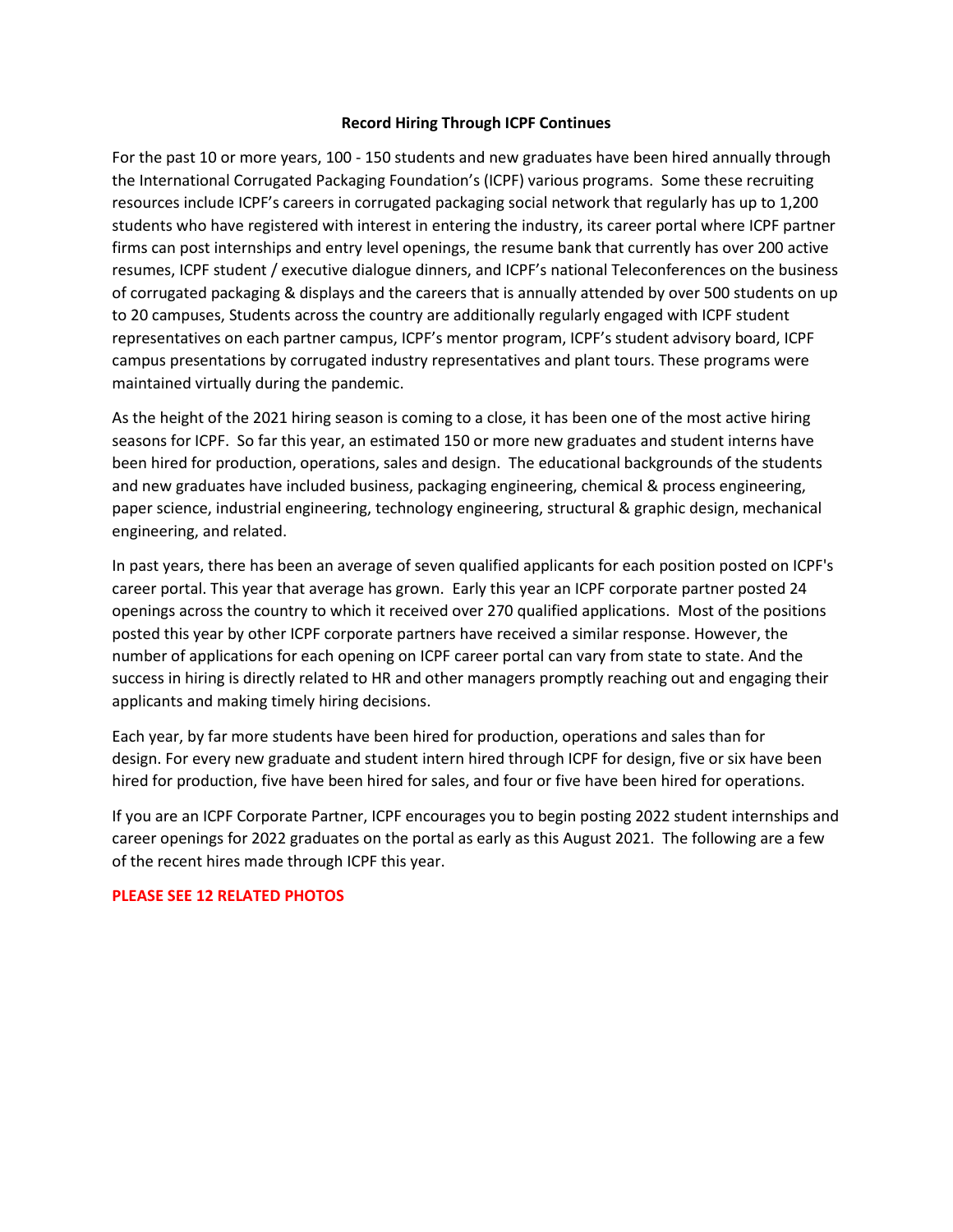# Record Hiring Through ICPF Continues

For the past 10 or more years, 100 - 150 students and new graduates have been hired annually through the International Corrugated Packaging Foundation's (ICPF) various programs. Some these recruiting resources include ICPF's careers in corrugated packaging social network that regularly has up to 1,200 students who have registered with interest in entering the industry, its career portal where ICPF partner firms can post internships and entry level openings, the resume bank that currently has over 200 active resumes, ICPF student / executive dialogue dinners, and ICPF's national Teleconferences on the business of corrugated packaging & displays and the careers that is annually attended by over 500 students on up to 20 campuses, Students across the country are additionally regularly engaged with ICPF student representatives on each partner campus, ICPF's mentor program, ICPF's student advisory board, ICPF campus presentations by corrugated industry representatives and plant tours. These programs were maintained virtually during the pandemic.

As the height of the 2021 hiring season is coming to a close, it has been one of the most active hiring seasons for ICPF. So far this year, an estimated 150 or more new graduates and student interns have been hired for production, operations, sales and design. The educational backgrounds of the students and new graduates have included business, packaging engineering, chemical & process engineering, paper science, industrial engineering, technology engineering, structural & graphic design, mechanical engineering, and related.

In past years, there has been an average of seven qualified applicants for each position posted on ICPF's career portal. This year that average has grown. Early this year an ICPF corporate partner posted 24 openings across the country to which it received over 270 qualified applications. Most of the positions posted this year by other ICPF corporate partners have received a similar response. However, the number of applications for each opening on ICPF career portal can vary from state to state. And the success in hiring is directly related to HR and other managers promptly reaching out and engaging their applicants and making timely hiring decisions.

Each year, by far more students have been hired for production, operations and sales than for design. For every new graduate and student intern hired through ICPF for design, five or six have been hired for production, five have been hired for sales, and four or five have been hired for operations.

If you are an ICPF Corporate Partner, ICPF encourages you to begin posting 2022 student internships and career openings for 2022 graduates on the portal as early as this August 2021. The following are a few of the recent hires made through ICPF this year.

**PLEASE SEE 12 RELATED PHOTOS**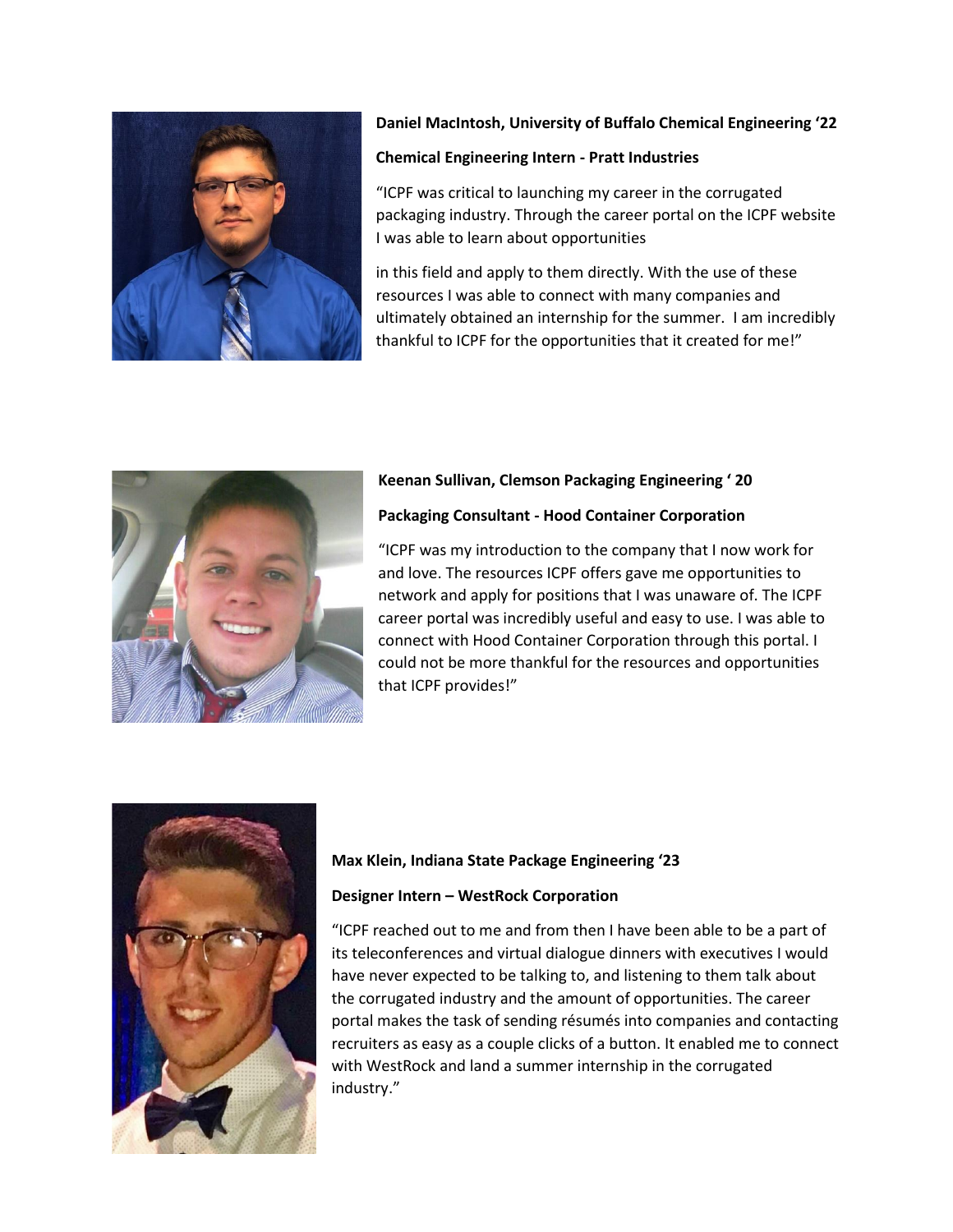**Daniel MacIntosh, University of Buffalo Chemical Engineering '22**

**Chemical Engineering Intern - Pratt Industries**

"ICPF was critical to launching my career in the corrugated packaging industry. Through the career portal on the ICPF website I was able to learn about opportunities in this field and apply to them directly. With the use of these resources I was able to connect with many companies and ultimately obtained an internship for the summer. I am incredibly thankful to ICPF for the opportunities that it created for me!"

**Keenan Sullivan, Clemson Packaging Engineering ' 20**

**Packaging Consultant - Hood Container Corporation**

"ICPF was my introduction to the company that I now work for and love. The resources ICPF offers gave me opportunities to network and apply for positions that I was unaware of. The ICPF career portal was incredibly useful and easy to use. I was able to connect with Hood Container Corporation through this portal. I could not be more thankful for the resources and opportunities that ICPF provides!"

**Max Klein, Indiana State Package Engineering '23**

**Designer Intern – WestRock Corporation**

"ICPF reached out to me and from then I have been able to be a part of its teleconferences and virtual dialogue dinners with executives I would have never expected to be talking to, and listening to them talk about the corrugated industry and the amount of opportunities. The career portal makes the task of sending résumés into companies and contacting recruiters as easy as a couple clicks of a button. It enabled me to connect with WestRock and land a summer internship in the corrugated industry."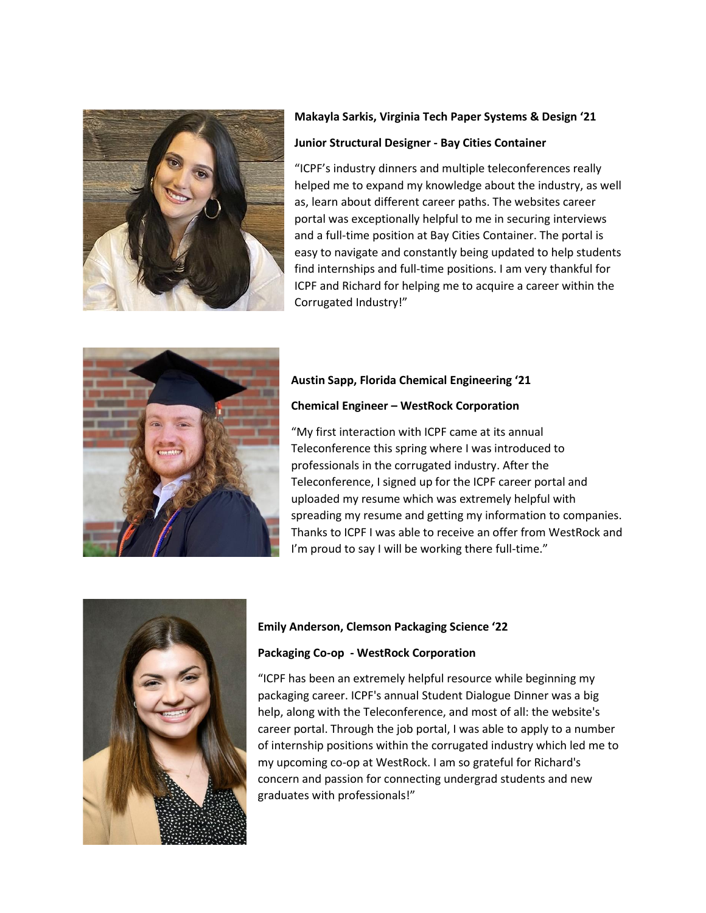**Makayla Sarkis, Virginia Tech Paper Systems & Design '21**

**Junior Structural Designer - Bay Cities Container**

"ICPF's industry dinners and multiple teleconferences really helped me to expand my knowledge about the industry, as well as, learn about different career paths. The websites career portal was exceptionally helpful to me in securing interviews and a full-time position at Bay Cities Container. The portal is easy to navigate and constantly being updated to help students find internships and full-time positions. I am very thankful for ICPF and Richard for helping me to acquire a career within the Corrugated Industry!"

**Austin Sapp, Florida Chemical Engineering '21**

**Chemical Engineer – WestRock Corporation**

"My first interaction with ICPF came at its annual Teleconference this spring where I was introduced to professionals in the corrugated industry. After the Teleconference, I signed up for the ICPF career portal and uploaded my resume which was extremely helpful with spreading my resume and getting my information to companies. Thanks to ICPF I was able to receive an offer from WestRock and I'm proud to say I will be working there full-time."

**Emily Anderson, Clemson Packaging Science '22**

**Packaging Co-op - WestRock Corporation**

"ICPF has been an extremely helpful resource while beginning my packaging career. ICPF's annual Student Dialogue Dinner was a big help, along with the Teleconference, and most of all: the website's career portal. Through the job portal, I was able to apply to a number of internship positions within the corrugated industry which led me to my upcoming co-op at WestRock. I am so grateful for Richard's concern and passion for connecting undergrad students and new graduates with professionals!"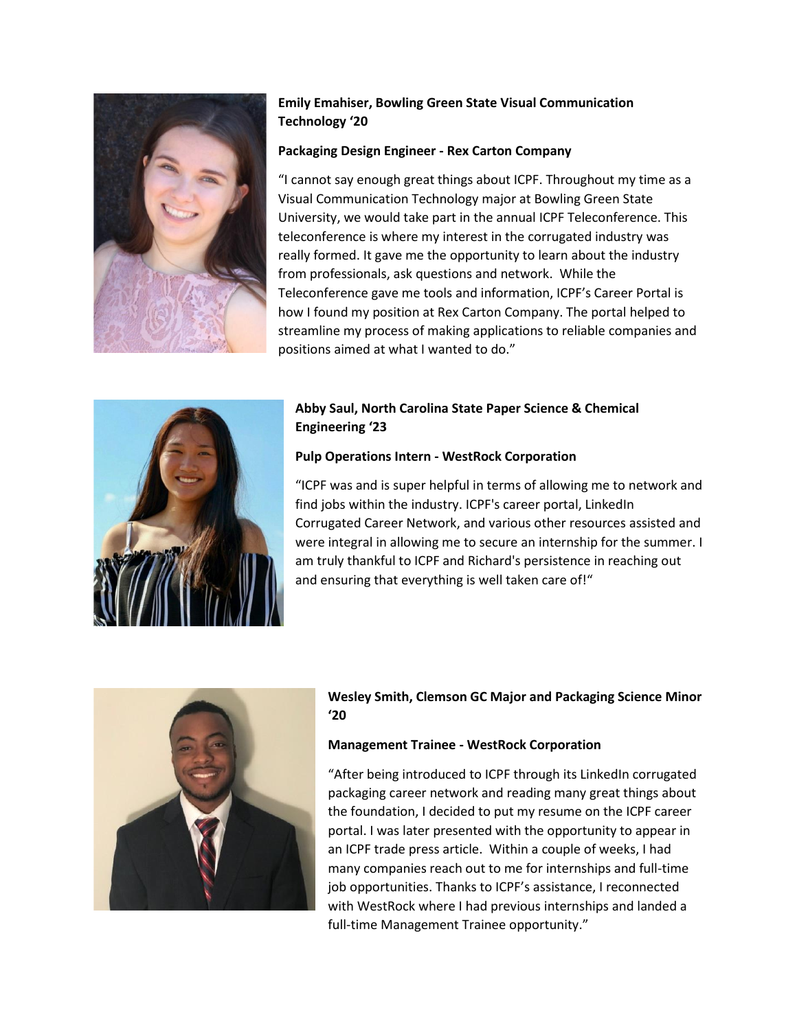**Emily Emahiser, Bowling Green State Visual Communication Technology '20**

**Packaging Design Engineer - Rex Carton Company**

"I cannot say enough great things about ICPF. Throughout my time as a Visual Communication Technology major at Bowling Green State University, we would take part in the annual ICPF Teleconference. This teleconference is where my interest in the corrugated industry was really formed. It gave me the opportunity to learn about the industry from professionals, ask questions and network. While the Teleconference gave me tools and information, ICPF's Career Portal is how I found my position at Rex Carton Company. The portal helped to streamline my process of making applications to reliable companies and positions aimed at what I wanted to do."

**Abby Saul, North Carolina State Paper Science & Chemical Engineering '23**

**Pulp Operations Intern - WestRock Corporation**

"ICPF was and is super helpful in terms of allowing me to network and find jobs within the industry. ICPF's career portal, LinkedIn Corrugated Career Network, and various other resources assisted and were integral in allowing me to secure an internship for the summer. I am truly thankful to ICPF and Richard's persistence in reaching out and ensuring that everything is well taken care of!"

**Wesley Smith, Clemson GC Major and Packaging Science Minor '20**

**Management Trainee - WestRock Corporation**

"After being introduced to ICPF through its LinkedIn corrugated packaging career network and reading many great things about the foundation, I decided to put my resume on the ICPF career portal. I was later presented with the opportunity to appear in an ICPF trade press article. Within a couple of weeks, I had many companies reach out to me for internships and full-time job opportunities. Thanks to ICPF's assistance, I reconnected with WestRock where I had previous internships and landed a full-time Management Trainee opportunity."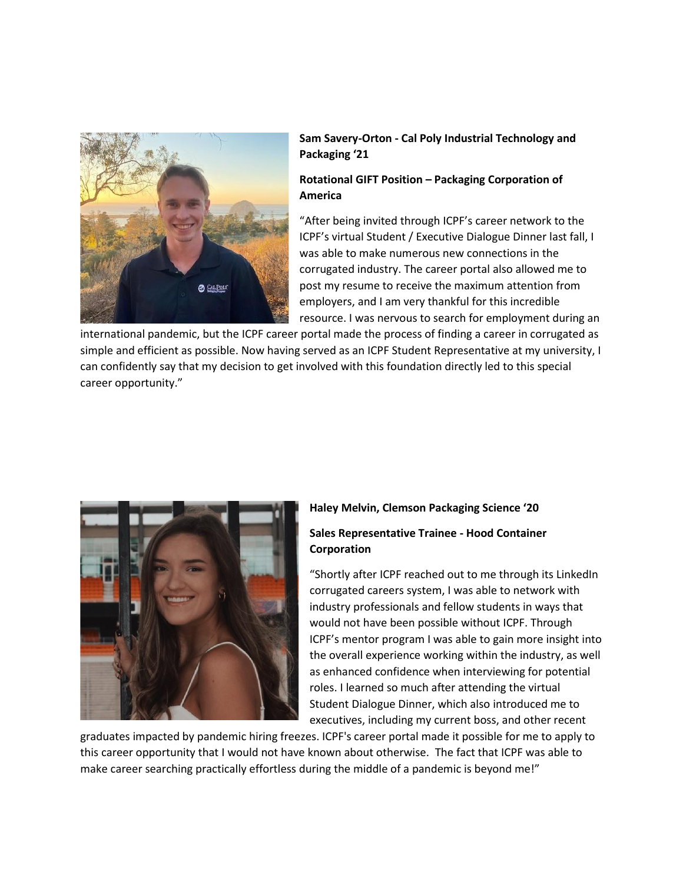**Sam Savery-Orton - Cal Poly Industrial Technology and Packaging ‘21**

**Rotational GIFT Position – Packaging Corporation of America**

“After being invited through ICPF’s career network to the ICPF’s virtual Student / Executive Dialogue Dinner last fall, I was able to make numerous new connections in the corrugated industry. The career portal also allowed me to post my resume to receive the maximum attention from employers, and I am very thankful for this incredible resource. I was nervous to search for employment during an international pandemic, but the ICPF career portal made the process of finding a career in corrugated as simple and efficient as possible. Now having served as an ICPF Student Representative at my university, I can confidently say that my decision to get involved with this foundation directly led to this special career opportunity.”

**Haley Melvin, Clemson Packaging Science ‘20**

**Sales Representative Trainee - Hood Container Corporation**

“Shortly after ICPF reached out to me through its LinkedIn corrugated careers system, I was able to network with industry professionals and fellow students in ways that would not have been possible without ICPF. Through ICPF’s mentor program I was able to gain more insight into the overall experience working within the industry, as well as enhanced confidence when interviewing for potential roles. I learned so much after attending the virtual Student Dialogue Dinner, which also introduced me to executives, including my current boss, and other recent graduates impacted by pandemic hiring freezes. ICPF's career portal made it possible for me to apply to this career opportunity that I would not have known about otherwise. The fact that ICPF was able to make career searching practically effortless during the middle of a pandemic is beyond me!”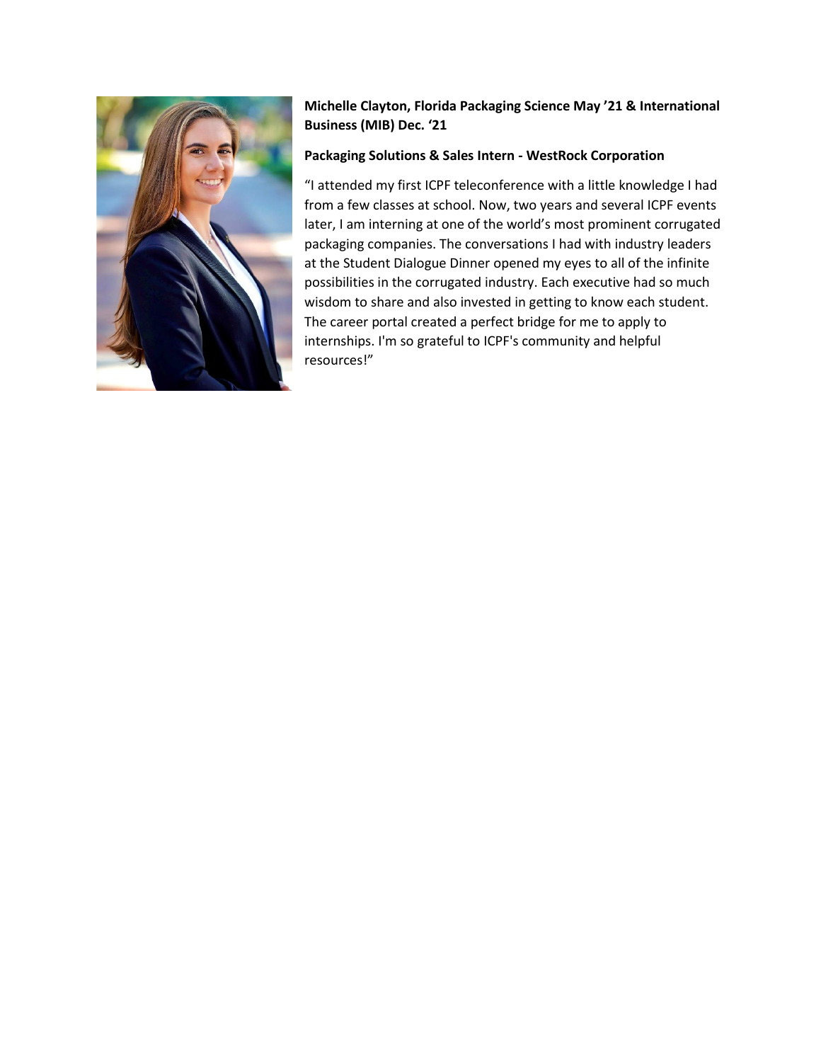**Michelle Clayton, Florida Packaging Science May ’21 & International Business (MIB) Dec. ‘21**

**Packaging Solutions & Sales Intern - WestRock Corporation**

“I attended my first ICPF teleconference with a little knowledge I had from a few classes at school. Now, two years and several ICPF events later, I am interning at one of the world’s most prominent corrugated packaging companies. The conversations I had with industry leaders at the Student Dialogue Dinner opened my eyes to all of the infinite possibilities in the corrugated industry. Each executive had so much wisdom to share and also invested in getting to know each student. The career portal created a perfect bridge for me to apply to internships. I'm so grateful to ICPF's community and helpful resources!”